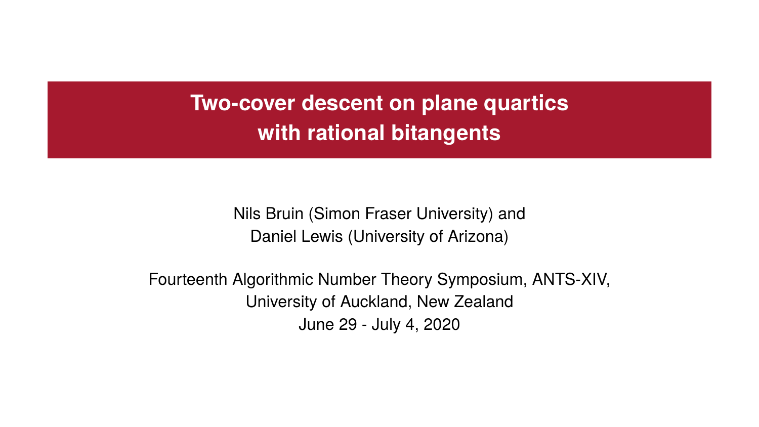# Two-cover descent on plane quartics with rational bitangents

Nils Bruin (Simon Fraser University) and
Daniel Lewis (University of Arizona)

Fourteenth Algorithmic Number Theory Symposium, ANTS-XIV,
University of Auckland, New Zealand
June 29 - July 4, 2020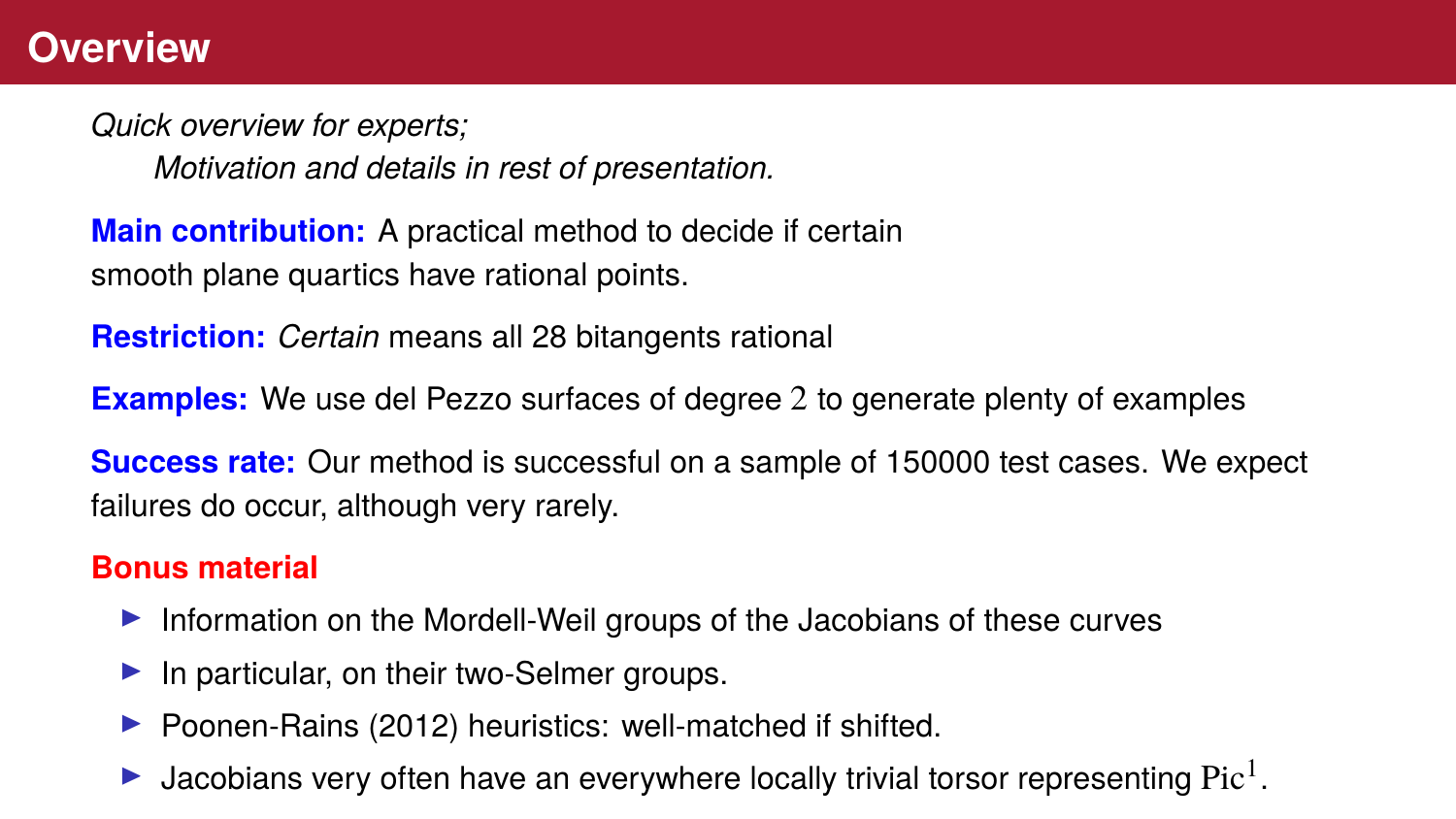# Overview

*Quick overview for experts;*
*Motivation and details in rest of presentation.*

**Main contribution:** A practical method to decide if certain smooth plane quartics have rational points.

**Restriction:** *Certain* means all 28 bitangents rational

**Examples:** We use del Pezzo surfaces of degree $2$ to generate plenty of examples

**Success rate:** Our method is successful on a sample of 150000 test cases. We expect failures do occur, although very rarely.

**Bonus material**

- Information on the Mordell-Weil groups of the Jacobians of these curves
- In particular, on their two-Selmer groups.
- Poonen-Rains (2012) heuristics: well-matched if shifted.
- Jacobians very often have an everywhere locally trivial torsor representing $\mathrm{Pic}^1$.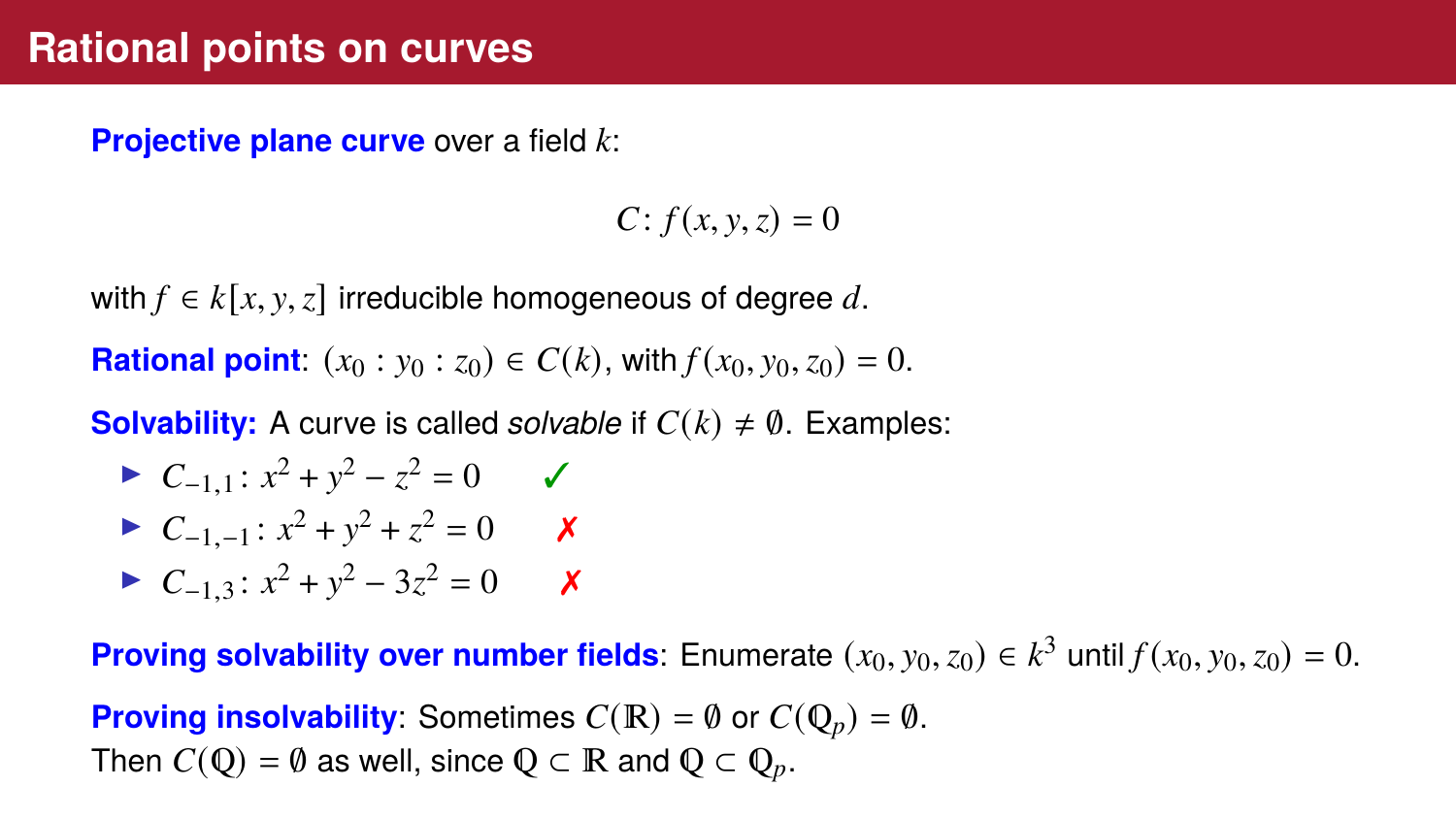# Rational points on curves

**Projective plane curve** over a field $k$:

$$C\colon f(x, y, z) = 0$$

with $f \in k[x, y, z]$ irreducible homogeneous of degree $d$.

**Rational point**: $(x_0 : y_0 : z_0) \in C(k)$, with $f(x_0, y_0, z_0) = 0$.

**Solvability:** A curve is called *solvable* if $C(k) \neq \emptyset$. Examples:

- $C_{-1,1}\colon x^2 + y^2 - z^2 = 0$ ✓
- $C_{-1,-1}\colon x^2 + y^2 + z^2 = 0$ ✗
- $C_{-1,3}\colon x^2 + y^2 - 3z^2 = 0$ ✗

**Proving solvability over number fields**: Enumerate $(x_0, y_0, z_0) \in k^3$ until $f(x_0, y_0, z_0) = 0$.

**Proving insolvability**: Sometimes $C(\mathbb{R}) = \emptyset$ or $C(\mathbb{Q}_p) = \emptyset$.
Then $C(\mathbb{Q}) = \emptyset$ as well, since $\mathbb{Q} \subset \mathbb{R}$ and $\mathbb{Q} \subset \mathbb{Q}_p$.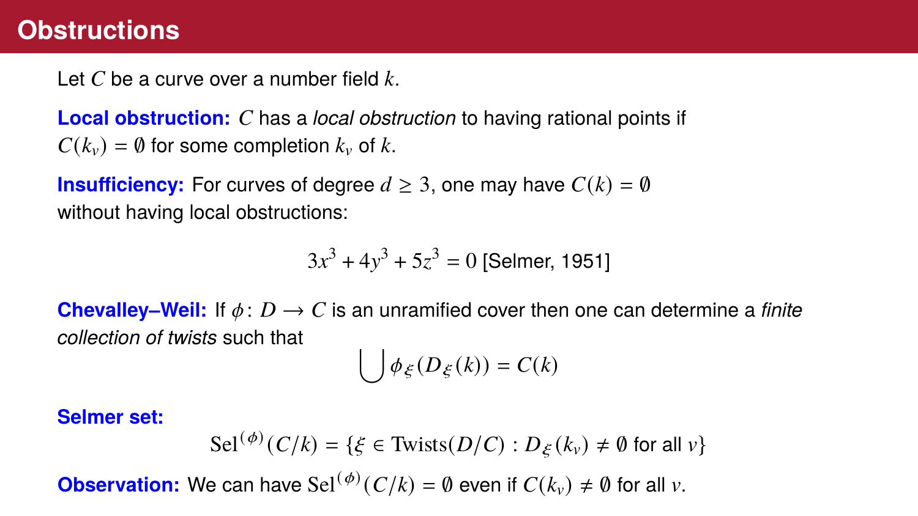# Obstructions

Let $C$ be a curve over a number field $k$.

**Local obstruction:** $C$ has a *local obstruction* to having rational points if $C(k_v) = \emptyset$ for some completion $k_v$ of $k$.

**Insufficiency:** For curves of degree $d \geq 3$, one may have $C(k) = \emptyset$ without having local obstructions:

$$3x^3 + 4y^3 + 5z^3 = 0 \text{ [Selmer, 1951]}$$

**Chevalley–Weil:** If $\phi\colon D \to C$ is an unramified cover then one can determine a *finite collection of twists* such that

$$\bigcup \phi_\xi(D_\xi(k)) = C(k)$$

**Selmer set:**

$$\mathrm{Sel}^{(\phi)}(C/k) = \{\xi \in \mathrm{Twists}(D/C) : D_\xi(k_v) \neq \emptyset \text{ for all } v\}$$

**Observation:** We can have $\mathrm{Sel}^{(\phi)}(C/k) = \emptyset$ even if $C(k_v) \neq \emptyset$ for all $v$.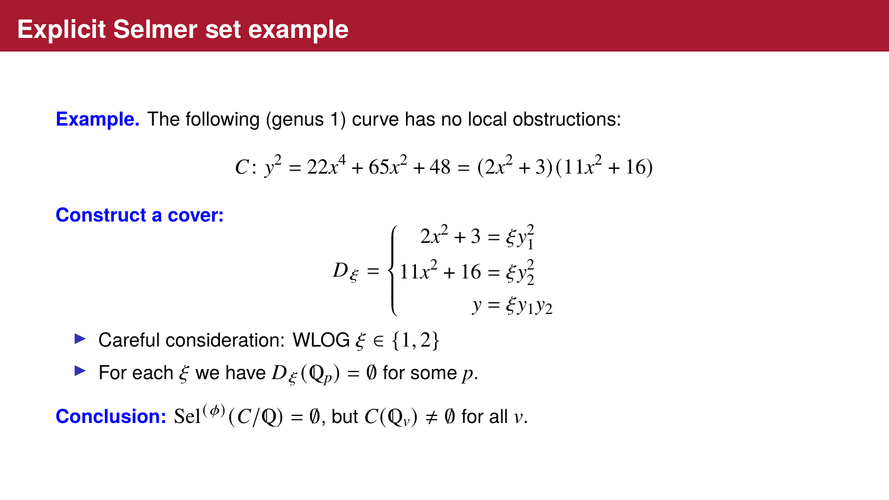# Explicit Selmer set example

**Example.** The following (genus 1) curve has no local obstructions:

$$C\colon y^2 = 22x^4 + 65x^2 + 48 = (2x^2+3)(11x^2+16)$$

**Construct a cover:**

$$D_\xi = \begin{cases} 2x^2 + 3 = \xi y_1^2 \\ 11x^2 + 16 = \xi y_2^2 \\ y = \xi y_1 y_2 \end{cases}$$

- Careful consideration: WLOG $\xi \in \{1, 2\}$
- For each $\xi$ we have $D_\xi(\mathbb{Q}_p) = \emptyset$ for some $p$.

**Conclusion:** $\mathrm{Sel}^{(\phi)}(C/\mathbb{Q}) = \emptyset$, but $C(\mathbb{Q}_v) \neq \emptyset$ for all $v$.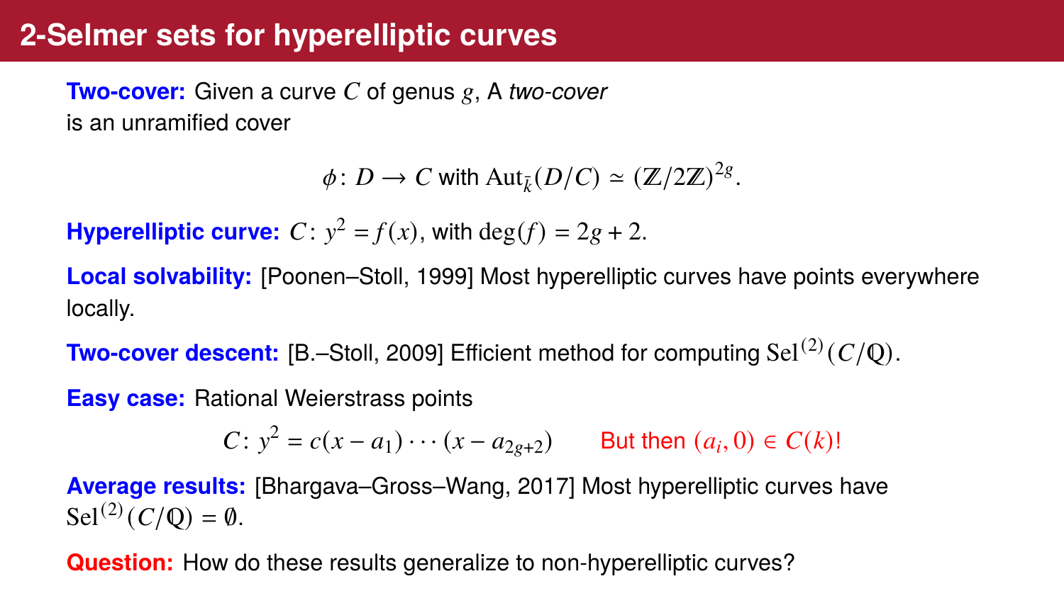# 2-Selmer sets for hyperelliptic curves

**Two-cover:** Given a curve $C$ of genus $g$, A *two-cover* is an unramified cover

$$\phi\colon D \to C \text{ with } \mathrm{Aut}_{\bar{k}}(D/C) \simeq (\mathbb{Z}/2\mathbb{Z})^{2g}.$$

**Hyperelliptic curve:** $C\colon y^2 = f(x)$, with $\deg(f) = 2g+2$.

**Local solvability:** [Poonen–Stoll, 1999] Most hyperelliptic curves have points everywhere locally.

**Two-cover descent:** [B.–Stoll, 2009] Efficient method for computing $\mathrm{Sel}^{(2)}(C/\mathbb{Q})$.

**Easy case:** Rational Weierstrass points

$$C\colon y^2 = c(x-a_1)\cdots(x-a_{2g+2}) \qquad \text{But then } (a_i, 0) \in C(k)!$$

**Average results:** [Bhargava–Gross–Wang, 2017] Most hyperelliptic curves have $\mathrm{Sel}^{(2)}(C/\mathbb{Q}) = \emptyset$.

**Question:** How do these results generalize to non-hyperelliptic curves?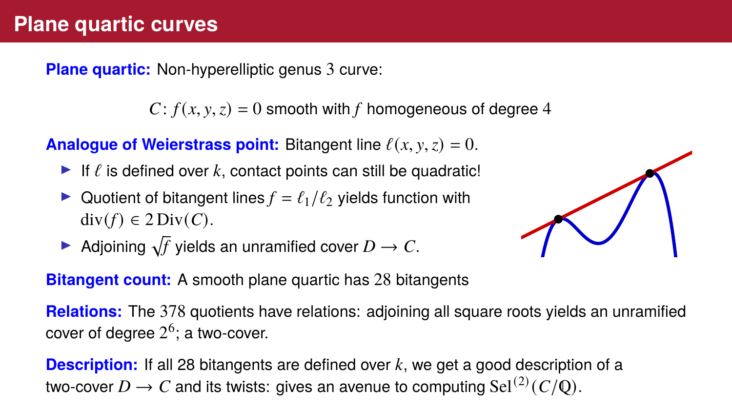# Plane quartic curves

**Plane quartic:** Non-hyperelliptic genus 3 curve:

$$C\colon f(x,y,z) = 0 \text{ smooth with } f \text{ homogeneous of degree } 4$$

**Analogue of Weierstrass point:** Bitangent line $\ell(x,y,z) = 0$.

- If $\ell$ is defined over $k$, contact points can still be quadratic!
- Quotient of bitangent lines $f = \ell_1/\ell_2$ yields function with $\operatorname{div}(f) \in 2\operatorname{Div}(C)$.
- Adjoining $\sqrt{f}$ yields an unramified cover $D \to C$.

**Bitangent count:** A smooth plane quartic has $28$ bitangents

**Relations:** The $378$ quotients have relations: adjoining all square roots yields an unramified cover of degree $2^6$; a two-cover.

**Description:** If all 28 bitangents are defined over $k$, we get a good description of a two-cover $D \to C$ and its twists: gives an avenue to computing $\mathrm{Sel}^{(2)}(C/\mathbb{Q})$.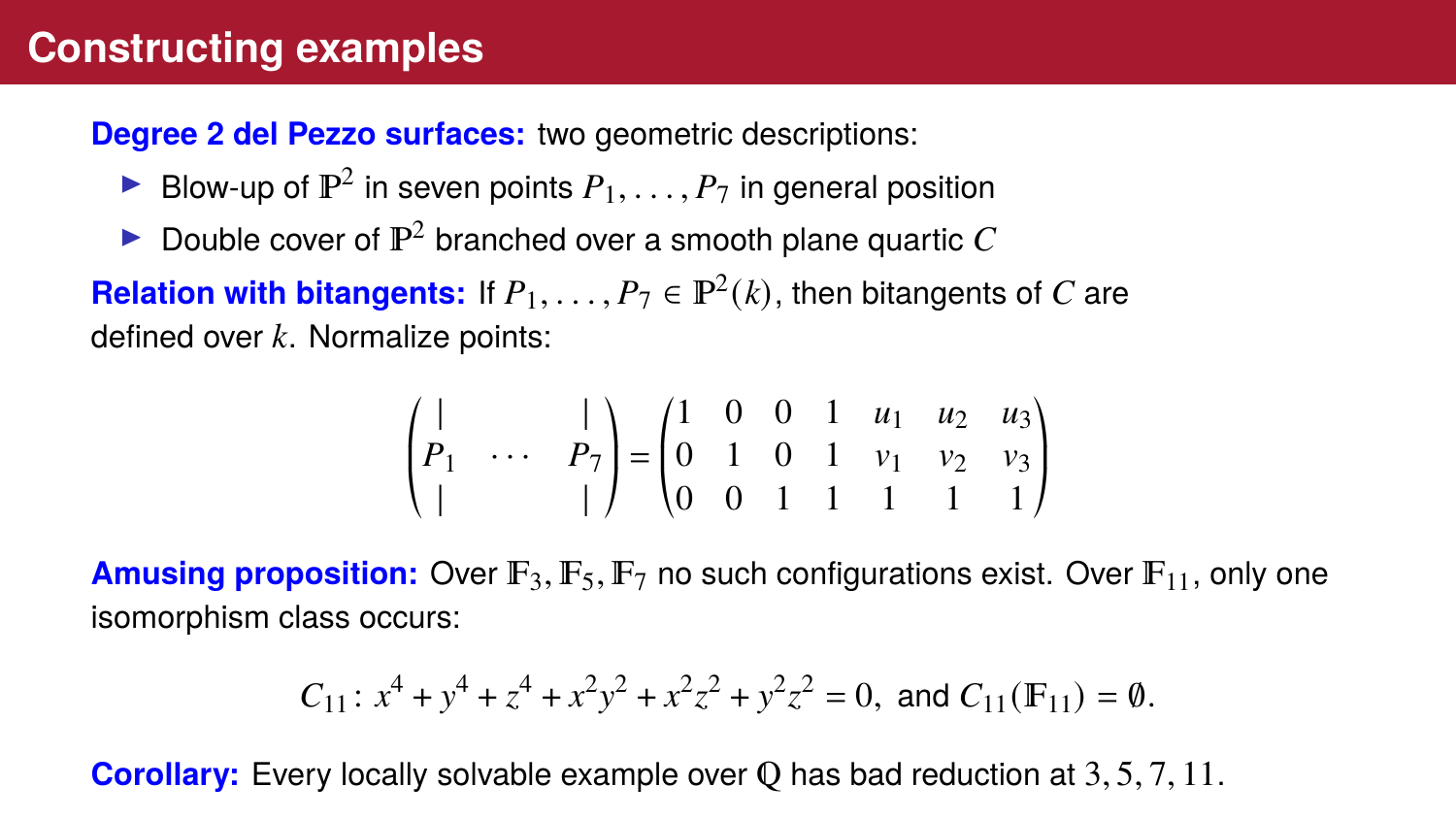# Constructing examples

**Degree 2 del Pezzo surfaces:** two geometric descriptions:

- Blow-up of $\mathbb{P}^2$ in seven points $P_1, \ldots, P_7$ in general position
- Double cover of $\mathbb{P}^2$ branched over a smooth plane quartic $C$

**Relation with bitangents:** If $P_1, \ldots, P_7 \in \mathbb{P}^2(k)$, then bitangents of $C$ are defined over $k$. Normalize points:

$$\begin{pmatrix} | & & | \\ P_1 & \cdots & P_7 \\ | & & | \end{pmatrix} = \begin{pmatrix} 1 & 0 & 0 & 1 & u_1 & u_2 & u_3 \\ 0 & 1 & 0 & 1 & v_1 & v_2 & v_3 \\ 0 & 0 & 1 & 1 & 1 & 1 & 1 \end{pmatrix}$$

**Amusing proposition:** Over $\mathbb{F}_3, \mathbb{F}_5, \mathbb{F}_7$ no such configurations exist. Over $\mathbb{F}_{11}$, only one isomorphism class occurs:

$$C_{11} \colon x^4 + y^4 + z^4 + x^2y^2 + x^2z^2 + y^2z^2 = 0, \text{ and } C_{11}(\mathbb{F}_{11}) = \emptyset.$$

**Corollary:** Every locally solvable example over $\mathbb{Q}$ has bad reduction at $3, 5, 7, 11$.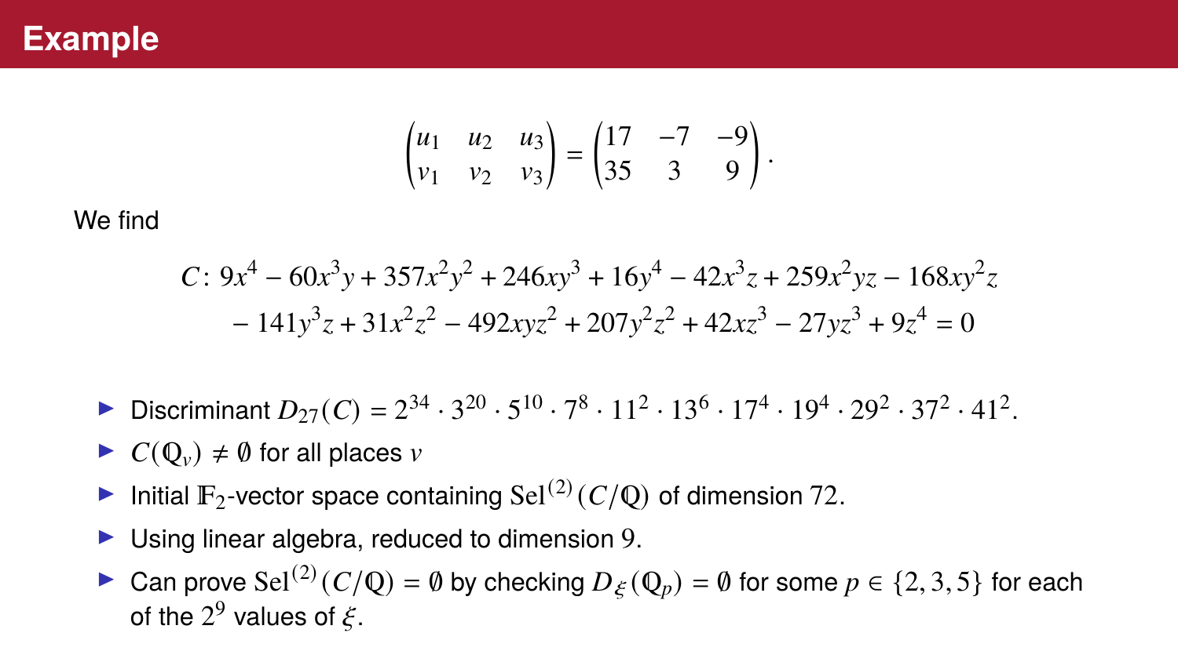# Example

$$\begin{pmatrix} u_1 & u_2 & u_3 \\ v_1 & v_2 & v_3 \end{pmatrix} = \begin{pmatrix} 17 & -7 & -9 \\ 35 & 3 & 9 \end{pmatrix}.$$

We find

$$\begin{aligned} C\colon 9x^4 - 60x^3y + 357x^2y^2 + 246xy^3 + 16y^4 - 42x^3z + 259x^2yz - 168xy^2z \\ - 141y^3z + 31x^2z^2 - 492xyz^2 + 207y^2z^2 + 42xz^3 - 27yz^3 + 9z^4 = 0 \end{aligned}$$

- Discriminant $D_{27}(C) = 2^{34} \cdot 3^{20} \cdot 5^{10} \cdot 7^8 \cdot 11^2 \cdot 13^6 \cdot 17^4 \cdot 19^4 \cdot 29^2 \cdot 37^2 \cdot 41^2$.
- $C(\mathbb{Q}_v) \neq \emptyset$ for all places $v$
- Initial $\mathbb{F}_2$-vector space containing $\mathrm{Sel}^{(2)}(C/\mathbb{Q})$ of dimension 72.
- Using linear algebra, reduced to dimension 9.
- Can prove $\mathrm{Sel}^{(2)}(C/\mathbb{Q}) = \emptyset$ by checking $D_\xi(\mathbb{Q}_p) = \emptyset$ for some $p \in \{2, 3, 5\}$ for each of the $2^9$ values of $\xi$.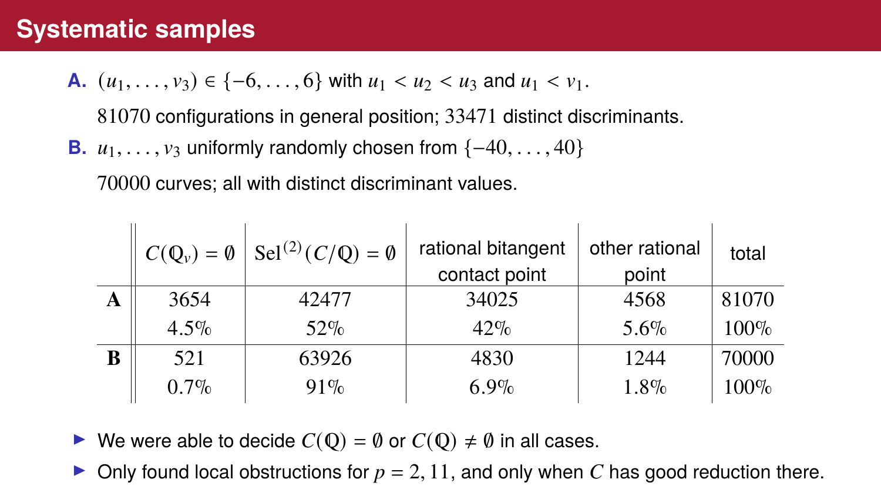# Systematic samples

**A.** $(u_1, \ldots, v_3) \in \{-6, \ldots, 6\}$ with $u_1 < u_2 < u_3$ and $u_1 < v_1$.

$81070$ configurations in general position; $33471$ distinct discriminants.

**B.** $u_1, \ldots, v_3$ uniformly randomly chosen from $\{-40, \ldots, 40\}$

$70000$ curves; all with distinct discriminant values.

| | $C(\mathbb{Q}_v) = \emptyset$ | $\mathrm{Sel}^{(2)}(C/\mathbb{Q}) = \emptyset$ | rational bitangent contact point | other rational point | total |
|---|---|---|---|---|---|
| **A** | 3654<br>4.5% | 42477<br>52% | 34025<br>42% | 4568<br>5.6% | 81070<br>100% |
| **B** | 521<br>0.7% | 63926<br>91% | 4830<br>6.9% | 1244<br>1.8% | 70000<br>100% |

- We were able to decide $C(\mathbb{Q}) = \emptyset$ or $C(\mathbb{Q}) \neq \emptyset$ in all cases.
- Only found local obstructions for $p = 2, 11$, and only when $C$ has good reduction there.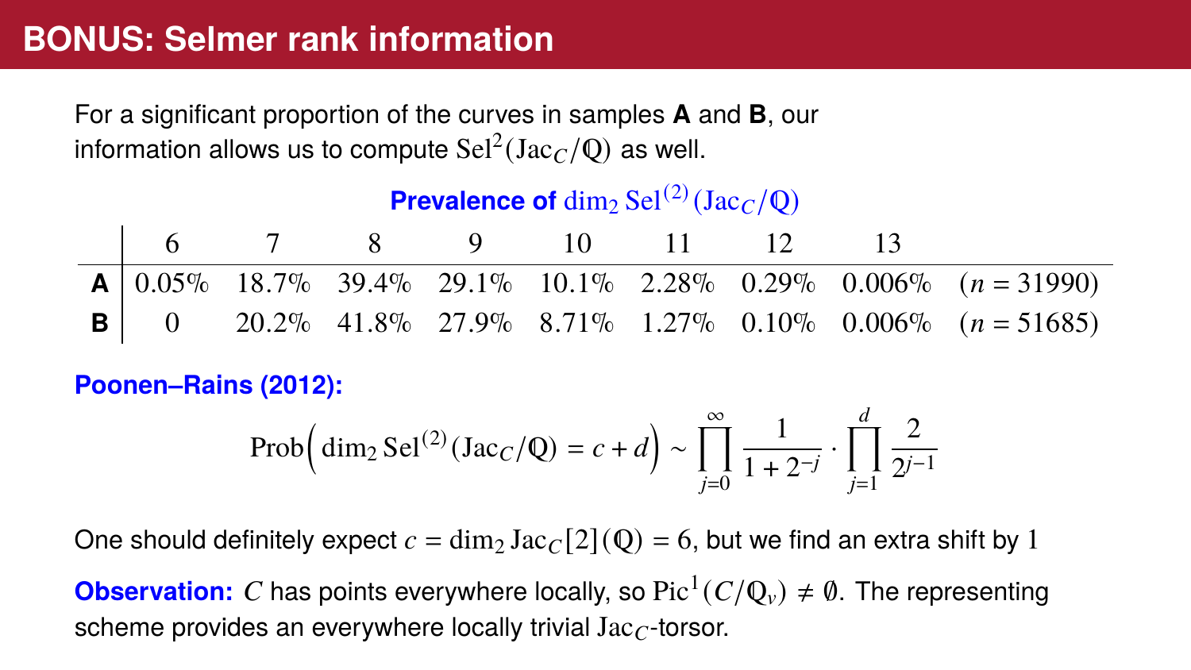## BONUS: Selmer rank information

For a significant proportion of the curves in samples **A** and **B**, our information allows us to compute $\mathrm{Sel}^2(\mathrm{Jac}_C/\mathbb{Q})$ as well.

**Prevalence of $\dim_2 \mathrm{Sel}^{(2)}(\mathrm{Jac}_C/\mathbb{Q})$**

| | 6 | 7 | 8 | 9 | 10 | 11 | 12 | 13 | |
|---|---|---|---|---|---|---|---|---|---|
| **A** | 0.05% | 18.7% | 39.4% | 29.1% | 10.1% | 2.28% | 0.29% | 0.006% | $(n = 31990)$ |
| **B** | 0 | 20.2% | 41.8% | 27.9% | 8.71% | 1.27% | 0.10% | 0.006% | $(n = 51685)$ |

**Poonen–Rains (2012):**

$$\mathrm{Prob}\Big(\dim_2 \mathrm{Sel}^{(2)}(\mathrm{Jac}_C/\mathbb{Q}) = c + d\Big) \sim \prod_{j=0}^{\infty} \frac{1}{1+2^{-j}} \cdot \prod_{j=1}^{d} \frac{2}{2^{j-1}}$$

One should definitely expect $c = \dim_2 \mathrm{Jac}_C[2](\mathbb{Q}) = 6$, but we find an extra shift by $1$

**Observation:** $C$ has points everywhere locally, so $\mathrm{Pic}^1(C/\mathbb{Q}_v) \neq \emptyset$. The representing scheme provides an everywhere locally trivial $\mathrm{Jac}_C$-torsor.